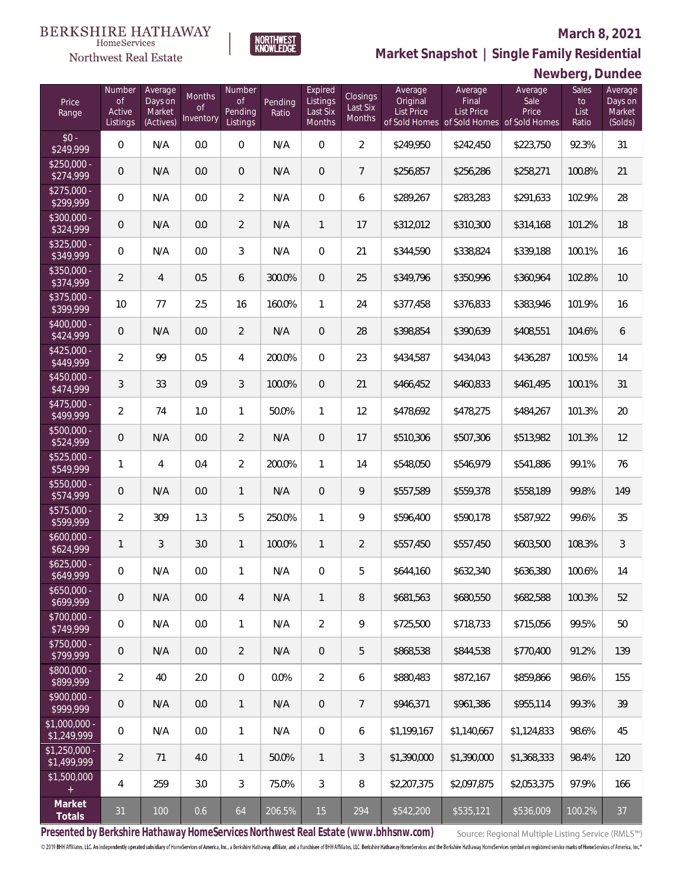BERKSHIRE HATHAWAY
HomeServices
Northwest Real Estate

NORTHWEST KNOWLEDGE

**March 8, 2021**

## Market Snapshot | Single Family Residential

## Newberg, Dundee

| Price Range | Number of Active Listings | Average Days on Market (Actives) | Months of Inventory | Number of Pending Listings | Pending Ratio | Expired Listings Last Six Months | Closings Last Six Months | Average Original List Price of Sold Homes | Average Final List Price of Sold Homes | Average Sale Price of Sold Homes | Sales to List Ratio | Average Days on Market (Solds) |
|---|---|---|---|---|---|---|---|---|---|---|---|---|
| $0 - $249,999 | 0 | N/A | 0.0 | 0 | N/A | 0 | 2 | $249,950 | $242,450 | $223,750 | 92.3% | 31 |
| $250,000 - $274,999 | 0 | N/A | 0.0 | 0 | N/A | 0 | 7 | $256,857 | $256,286 | $258,271 | 100.8% | 21 |
| $275,000 - $299,999 | 0 | N/A | 0.0 | 2 | N/A | 0 | 6 | $289,267 | $283,283 | $291,633 | 102.9% | 28 |
| $300,000 - $324,999 | 0 | N/A | 0.0 | 2 | N/A | 1 | 17 | $312,012 | $310,300 | $314,168 | 101.2% | 18 |
| $325,000 - $349,999 | 0 | N/A | 0.0 | 3 | N/A | 0 | 21 | $344,590 | $338,824 | $339,188 | 100.1% | 16 |
| $350,000 - $374,999 | 2 | 4 | 0.5 | 6 | 300.0% | 0 | 25 | $349,796 | $350,996 | $360,964 | 102.8% | 10 |
| $375,000 - $399,999 | 10 | 77 | 2.5 | 16 | 160.0% | 1 | 24 | $377,458 | $376,833 | $383,946 | 101.9% | 16 |
| $400,000 - $424,999 | 0 | N/A | 0.0 | 2 | N/A | 0 | 28 | $398,854 | $390,639 | $408,551 | 104.6% | 6 |
| $425,000 - $449,999 | 2 | 99 | 0.5 | 4 | 200.0% | 0 | 23 | $434,587 | $434,043 | $436,287 | 100.5% | 14 |
| $450,000 - $474,999 | 3 | 33 | 0.9 | 3 | 100.0% | 0 | 21 | $466,452 | $460,833 | $461,495 | 100.1% | 31 |
| $475,000 - $499,999 | 2 | 74 | 1.0 | 1 | 50.0% | 1 | 12 | $478,692 | $478,275 | $484,267 | 101.3% | 20 |
| $500,000 - $524,999 | 0 | N/A | 0.0 | 2 | N/A | 0 | 17 | $510,306 | $507,306 | $513,982 | 101.3% | 12 |
| $525,000 - $549,999 | 1 | 4 | 0.4 | 2 | 200.0% | 1 | 14 | $548,050 | $546,979 | $541,886 | 99.1% | 76 |
| $550,000 - $574,999 | 0 | N/A | 0.0 | 1 | N/A | 0 | 9 | $557,589 | $559,378 | $558,189 | 99.8% | 149 |
| $575,000 - $599,999 | 2 | 309 | 1.3 | 5 | 250.0% | 1 | 9 | $596,400 | $590,178 | $587,922 | 99.6% | 35 |
| $600,000 - $624,999 | 1 | 3 | 3.0 | 1 | 100.0% | 1 | 2 | $557,450 | $557,450 | $603,500 | 108.3% | 3 |
| $625,000 - $649,999 | 0 | N/A | 0.0 | 1 | N/A | 0 | 5 | $644,160 | $632,340 | $636,380 | 100.6% | 14 |
| $650,000 - $699,999 | 0 | N/A | 0.0 | 4 | N/A | 1 | 8 | $681,563 | $680,550 | $682,588 | 100.3% | 52 |
| $700,000 - $749,999 | 0 | N/A | 0.0 | 1 | N/A | 2 | 9 | $725,500 | $718,733 | $715,056 | 99.5% | 50 |
| $750,000 - $799,999 | 0 | N/A | 0.0 | 2 | N/A | 0 | 5 | $868,538 | $844,538 | $770,400 | 91.2% | 139 |
| $800,000 - $899,999 | 2 | 40 | 2.0 | 0 | 0.0% | 2 | 6 | $880,483 | $872,167 | $859,866 | 98.6% | 155 |
| $900,000 - $999,999 | 0 | N/A | 0.0 | 1 | N/A | 0 | 7 | $946,371 | $961,386 | $955,114 | 99.3% | 39 |
| $1,000,000 - $1,249,999 | 0 | N/A | 0.0 | 1 | N/A | 0 | 6 | $1,199,167 | $1,140,667 | $1,124,833 | 98.6% | 45 |
| $1,250,000 - $1,499,999 | 2 | 71 | 4.0 | 1 | 50.0% | 1 | 3 | $1,390,000 | $1,390,000 | $1,368,333 | 98.4% | 120 |
| $1,500,000 + | 4 | 259 | 3.0 | 3 | 75.0% | 3 | 8 | $2,207,375 | $2,097,875 | $2,053,375 | 97.9% | 166 |
| **Market Totals** | 31 | 100 | 0.6 | 64 | 206.5% | 15 | 294 | $542,200 | $535,121 | $536,009 | 100.2% | 37 |

**Presented by Berkshire Hathaway HomeServices Northwest Real Estate (www.bhhsnw.com)**

Source: Regional Multiple Listing Service (RMLS™)

© 2019 BHH Affiliates, LLC. An independently operated subsidiary of HomeServices of America, Inc., a Berkshire Hathaway affiliate, and a franchisee of BHH Affiliates, LLC. Berkshire Hathaway HomeServices and the Berkshire Hathaway HomeServices symbol are registered service marks of HomeServices of America, Inc.®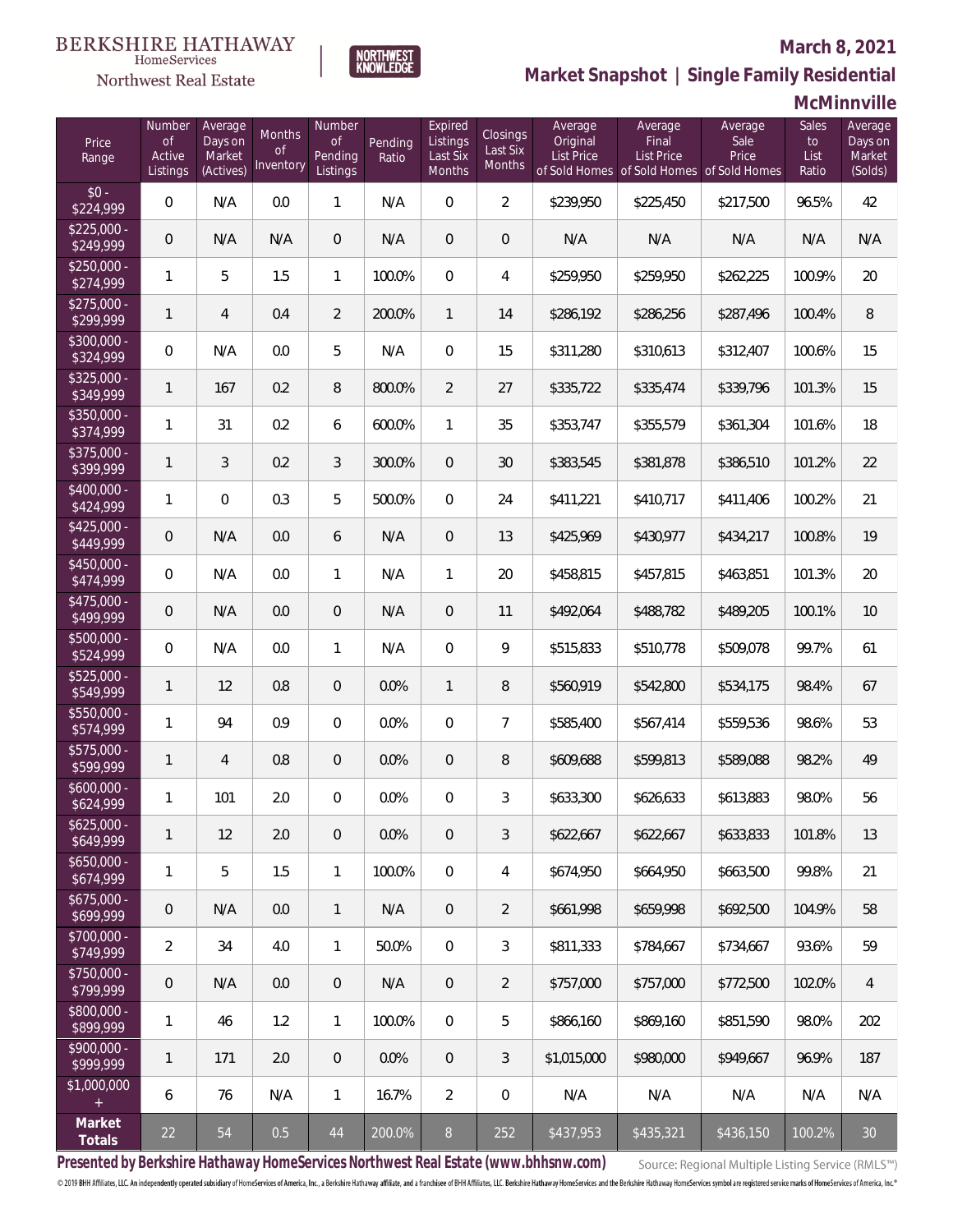BERKSHIRE HATHAWAY HomeServices Northwest Real Estate | NORTHWEST KNOWLEDGE

**March 8, 2021**

## Market Snapshot | Single Family Residential

### McMinnville

| Price Range | Number of Active Listings | Average Days on Market (Actives) | Months of Inventory | Number of Pending Listings | Pending Ratio | Expired Listings Last Six Months | Closings Last Six Months | Average Original List Price of Sold Homes | Average Final List Price of Sold Homes | Average Sale Price of Sold Homes | Sales to List Ratio | Average Days on Market (Solds) |
|---|---|---|---|---|---|---|---|---|---|---|---|---|
| $0 - $224,999 | 0 | N/A | 0.0 | 1 | N/A | 0 | 2 | $239,950 | $225,450 | $217,500 | 96.5% | 42 |
| $225,000 - $249,999 | 0 | N/A | N/A | 0 | N/A | 0 | 0 | N/A | N/A | N/A | N/A | N/A |
| $250,000 - $274,999 | 1 | 5 | 1.5 | 1 | 100.0% | 0 | 4 | $259,950 | $259,950 | $262,225 | 100.9% | 20 |
| $275,000 - $299,999 | 1 | 4 | 0.4 | 2 | 200.0% | 1 | 14 | $286,192 | $286,256 | $287,496 | 100.4% | 8 |
| $300,000 - $324,999 | 0 | N/A | 0.0 | 5 | N/A | 0 | 15 | $311,280 | $310,613 | $312,407 | 100.6% | 15 |
| $325,000 - $349,999 | 1 | 167 | 0.2 | 8 | 800.0% | 2 | 27 | $335,722 | $335,474 | $339,796 | 101.3% | 15 |
| $350,000 - $374,999 | 1 | 31 | 0.2 | 6 | 600.0% | 1 | 35 | $353,747 | $355,579 | $361,304 | 101.6% | 18 |
| $375,000 - $399,999 | 1 | 3 | 0.2 | 3 | 300.0% | 0 | 30 | $383,545 | $381,878 | $386,510 | 101.2% | 22 |
| $400,000 - $424,999 | 1 | 0 | 0.3 | 5 | 500.0% | 0 | 24 | $411,221 | $410,717 | $411,406 | 100.2% | 21 |
| $425,000 - $449,999 | 0 | N/A | 0.0 | 6 | N/A | 0 | 13 | $425,969 | $430,977 | $434,217 | 100.8% | 19 |
| $450,000 - $474,999 | 0 | N/A | 0.0 | 1 | N/A | 1 | 20 | $458,815 | $457,815 | $463,851 | 101.3% | 20 |
| $475,000 - $499,999 | 0 | N/A | 0.0 | 0 | N/A | 0 | 11 | $492,064 | $488,782 | $489,205 | 100.1% | 10 |
| $500,000 - $524,999 | 0 | N/A | 0.0 | 1 | N/A | 0 | 9 | $515,833 | $510,778 | $509,078 | 99.7% | 61 |
| $525,000 - $549,999 | 1 | 12 | 0.8 | 0 | 0.0% | 1 | 8 | $560,919 | $542,800 | $534,175 | 98.4% | 67 |
| $550,000 - $574,999 | 1 | 94 | 0.9 | 0 | 0.0% | 0 | 7 | $585,400 | $567,414 | $559,536 | 98.6% | 53 |
| $575,000 - $599,999 | 1 | 4 | 0.8 | 0 | 0.0% | 0 | 8 | $609,688 | $599,813 | $589,088 | 98.2% | 49 |
| $600,000 - $624,999 | 1 | 101 | 2.0 | 0 | 0.0% | 0 | 3 | $633,300 | $626,633 | $613,883 | 98.0% | 56 |
| $625,000 - $649,999 | 1 | 12 | 2.0 | 0 | 0.0% | 0 | 3 | $622,667 | $622,667 | $633,833 | 101.8% | 13 |
| $650,000 - $674,999 | 1 | 5 | 1.5 | 1 | 100.0% | 0 | 4 | $674,950 | $664,950 | $663,500 | 99.8% | 21 |
| $675,000 - $699,999 | 0 | N/A | 0.0 | 1 | N/A | 0 | 2 | $661,998 | $659,998 | $692,500 | 104.9% | 58 |
| $700,000 - $749,999 | 2 | 34 | 4.0 | 1 | 50.0% | 0 | 3 | $811,333 | $784,667 | $734,667 | 93.6% | 59 |
| $750,000 - $799,999 | 0 | N/A | 0.0 | 0 | N/A | 0 | 2 | $757,000 | $757,000 | $772,500 | 102.0% | 4 |
| $800,000 - $899,999 | 1 | 46 | 1.2 | 1 | 100.0% | 0 | 5 | $866,160 | $869,160 | $851,590 | 98.0% | 202 |
| $900,000 - $999,999 | 1 | 171 | 2.0 | 0 | 0.0% | 0 | 3 | $1,015,000 | $980,000 | $949,667 | 96.9% | 187 |
| $1,000,000 + | 6 | 76 | N/A | 1 | 16.7% | 2 | 0 | N/A | N/A | N/A | N/A | N/A |
| **Market Totals** | 22 | 54 | 0.5 | 44 | 200.0% | 8 | 252 | $437,953 | $435,321 | $436,150 | 100.2% | 30 |

**Presented by Berkshire Hathaway HomeServices Northwest Real Estate (www.bhhsnw.com)**

Source: Regional Multiple Listing Service (RMLS™)

© 2019 BHH Affiliates, LLC. An independently operated subsidiary of HomeServices of America, Inc., a Berkshire Hathaway affiliate, and a franchisee of BHH Affiliates, LLC. Berkshire Hathaway HomeServices and the Berkshire Hathaway HomeServices symbol are registered service marks of HomeServices of America, Inc.®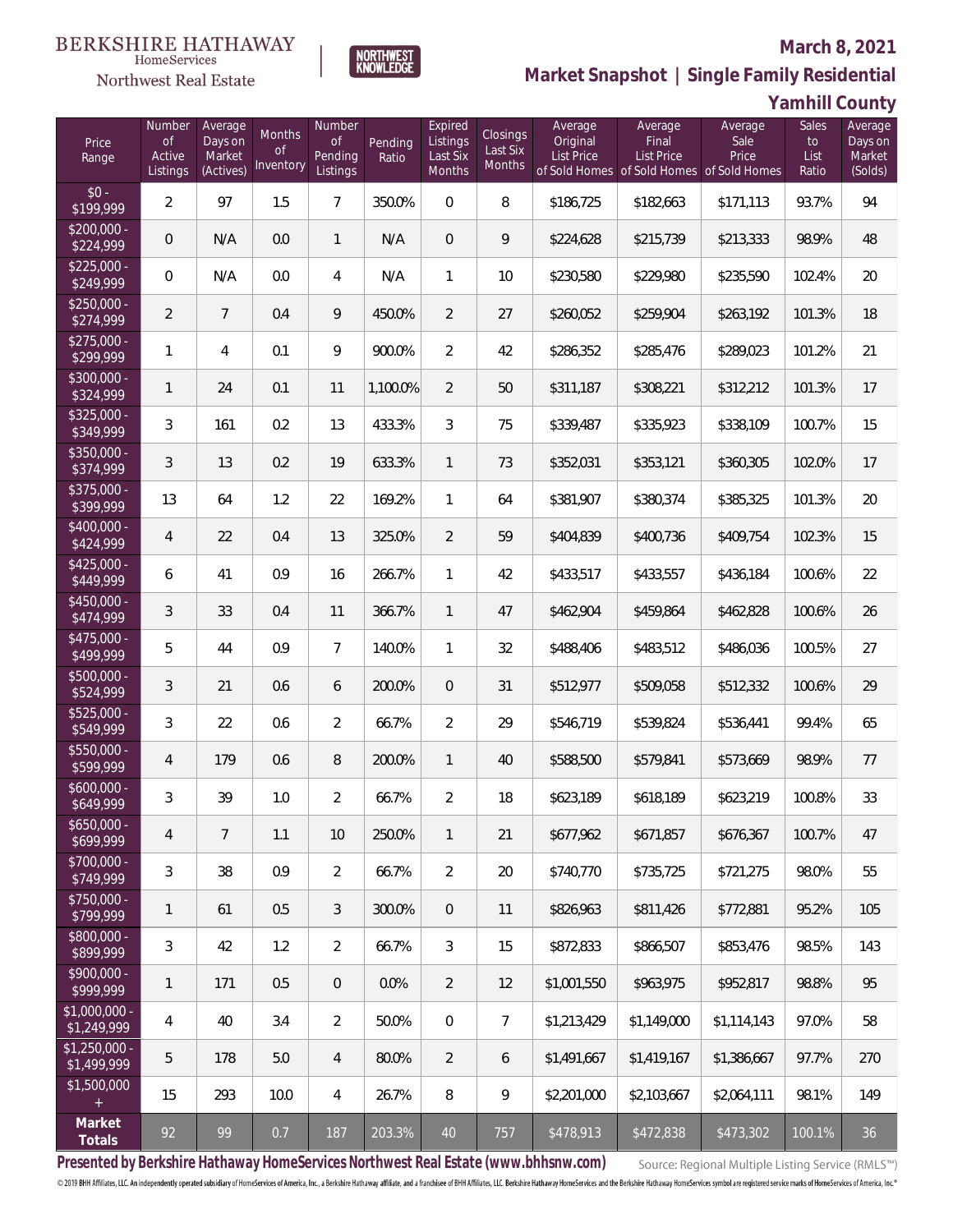BERKSHIRE HATHAWAY HomeServices Northwest Real Estate

NORTHWEST KNOWLEDGE

## March 8, 2021

## Market Snapshot | Single Family Residential

## Yamhill County

| Price Range | Number of Active Listings | Average Days on Market (Actives) | Months of Inventory | Number of Pending Listings | Pending Ratio | Expired Listings Last Six Months | Closings Last Six Months | Average Original List Price of Sold Homes | Average Final List Price of Sold Homes | Average Sale Price of Sold Homes | Sales to List Ratio | Average Days on Market (Solds) |
|---|---|---|---|---|---|---|---|---|---|---|---|---|
| $0 - $199,999 | 2 | 97 | 1.5 | 7 | 350.0% | 0 | 8 | $186,725 | $182,663 | $171,113 | 93.7% | 94 |
| $200,000 - $224,999 | 0 | N/A | 0.0 | 1 | N/A | 0 | 9 | $224,628 | $215,739 | $213,333 | 98.9% | 48 |
| $225,000 - $249,999 | 0 | N/A | 0.0 | 4 | N/A | 1 | 10 | $230,580 | $229,980 | $235,590 | 102.4% | 20 |
| $250,000 - $274,999 | 2 | 7 | 0.4 | 9 | 450.0% | 2 | 27 | $260,052 | $259,904 | $263,192 | 101.3% | 18 |
| $275,000 - $299,999 | 1 | 4 | 0.1 | 9 | 900.0% | 2 | 42 | $286,352 | $285,476 | $289,023 | 101.2% | 21 |
| $300,000 - $324,999 | 1 | 24 | 0.1 | 11 | 1,100.0% | 2 | 50 | $311,187 | $308,221 | $312,212 | 101.3% | 17 |
| $325,000 - $349,999 | 3 | 161 | 0.2 | 13 | 433.3% | 3 | 75 | $339,487 | $335,923 | $338,109 | 100.7% | 15 |
| $350,000 - $374,999 | 3 | 13 | 0.2 | 19 | 633.3% | 1 | 73 | $352,031 | $353,121 | $360,305 | 102.0% | 17 |
| $375,000 - $399,999 | 13 | 64 | 1.2 | 22 | 169.2% | 1 | 64 | $381,907 | $380,374 | $385,325 | 101.3% | 20 |
| $400,000 - $424,999 | 4 | 22 | 0.4 | 13 | 325.0% | 2 | 59 | $404,839 | $400,736 | $409,754 | 102.3% | 15 |
| $425,000 - $449,999 | 6 | 41 | 0.9 | 16 | 266.7% | 1 | 42 | $433,517 | $433,557 | $436,184 | 100.6% | 22 |
| $450,000 - $474,999 | 3 | 33 | 0.4 | 11 | 366.7% | 1 | 47 | $462,904 | $459,864 | $462,828 | 100.6% | 26 |
| $475,000 - $499,999 | 5 | 44 | 0.9 | 7 | 140.0% | 1 | 32 | $488,406 | $483,512 | $486,036 | 100.5% | 27 |
| $500,000 - $524,999 | 3 | 21 | 0.6 | 6 | 200.0% | 0 | 31 | $512,977 | $509,058 | $512,332 | 100.6% | 29 |
| $525,000 - $549,999 | 3 | 22 | 0.6 | 2 | 66.7% | 2 | 29 | $546,719 | $539,824 | $536,441 | 99.4% | 65 |
| $550,000 - $599,999 | 4 | 179 | 0.6 | 8 | 200.0% | 1 | 40 | $588,500 | $579,841 | $573,669 | 98.9% | 77 |
| $600,000 - $649,999 | 3 | 39 | 1.0 | 2 | 66.7% | 2 | 18 | $623,189 | $618,189 | $623,219 | 100.8% | 33 |
| $650,000 - $699,999 | 4 | 7 | 1.1 | 10 | 250.0% | 1 | 21 | $677,962 | $671,857 | $676,367 | 100.7% | 47 |
| $700,000 - $749,999 | 3 | 38 | 0.9 | 2 | 66.7% | 2 | 20 | $740,770 | $735,725 | $721,275 | 98.0% | 55 |
| $750,000 - $799,999 | 1 | 61 | 0.5 | 3 | 300.0% | 0 | 11 | $826,963 | $811,426 | $772,881 | 95.2% | 105 |
| $800,000 - $899,999 | 3 | 42 | 1.2 | 2 | 66.7% | 3 | 15 | $872,833 | $866,507 | $853,476 | 98.5% | 143 |
| $900,000 - $999,999 | 1 | 171 | 0.5 | 0 | 0.0% | 2 | 12 | $1,001,550 | $963,975 | $952,817 | 98.8% | 95 |
| $1,000,000 - $1,249,999 | 4 | 40 | 3.4 | 2 | 50.0% | 0 | 7 | $1,213,429 | $1,149,000 | $1,114,143 | 97.0% | 58 |
| $1,250,000 - $1,499,999 | 5 | 178 | 5.0 | 4 | 80.0% | 2 | 6 | $1,491,667 | $1,419,167 | $1,386,667 | 97.7% | 270 |
| $1,500,000 + | 15 | 293 | 10.0 | 4 | 26.7% | 8 | 9 | $2,201,000 | $2,103,667 | $2,064,111 | 98.1% | 149 |
| **Market Totals** | 92 | 99 | 0.7 | 187 | 203.3% | 40 | 757 | $478,913 | $472,838 | $473,302 | 100.1% | 36 |

**Presented by Berkshire Hathaway HomeServices Northwest Real Estate (www.bhhsnw.com)**

Source: Regional Multiple Listing Service (RMLS™)

© 2019 BHH Affiliates, LLC. An independently operated subsidiary of HomeServices of America, Inc., a Berkshire Hathaway affiliate, and a franchisee of BHH Affiliates, LLC. Berkshire Hathaway HomeServices and the Berkshire Hathaway HomeServices symbol are registered service marks of HomeServices of America, Inc.®